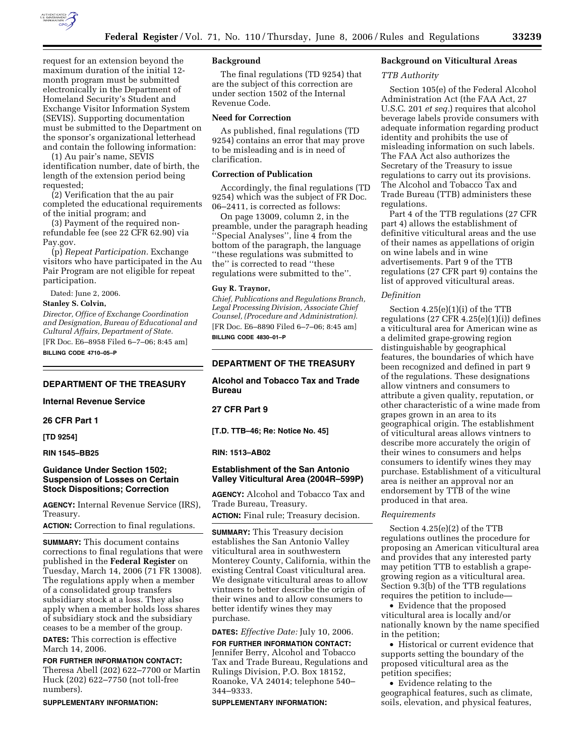request for an extension beyond the maximum duration of the initial 12-month program must be submitted electronically in the Department of Homeland Security's Student and Exchange Visitor Information System (SEVIS). Supporting documentation must be submitted to the Department on the sponsor's organizational letterhead and contain the following information:

(1) Au pair's name, SEVIS identification number, date of birth, the length of the extension period being requested;

(2) Verification that the au pair completed the educational requirements of the initial program; and

(3) Payment of the required non-refundable fee (see 22 CFR 62.90) via Pay.gov.

(p) *Repeat Participation.* Exchange visitors who have participated in the Au Pair Program are not eligible for repeat participation.

Dated: June 2, 2006.

**Stanley S. Colvin,**

*Director, Office of Exchange Coordination and Designation, Bureau of Educational and Cultural Affairs, Department of State.*

[FR Doc. E6–8958 Filed 6–7–06; 8:45 am]

**BILLING CODE 4710–05–P**

---

## DEPARTMENT OF THE TREASURY

### Internal Revenue Service

### 26 CFR Part 1

**[TD 9254]**

**RIN 1545–BB25**

### Guidance Under Section 1502; Suspension of Losses on Certain Stock Dispositions; Correction

**AGENCY:** Internal Revenue Service (IRS), Treasury.

**ACTION:** Correction to final regulations.

**SUMMARY:** This document contains corrections to final regulations that were published in the **Federal Register** on Tuesday, March 14, 2006 (71 FR 13008). The regulations apply when a member of a consolidated group transfers subsidiary stock at a loss. They also apply when a member holds loss shares of subsidiary stock and the subsidiary ceases to be a member of the group.

**DATES:** This correction is effective March 14, 2006.

**FOR FURTHER INFORMATION CONTACT:** Theresa Abell (202) 622–7700 or Martin Huck (202) 622–7750 (not toll-free numbers).

**SUPPLEMENTARY INFORMATION:**

**Background**

The final regulations (TD 9254) that are the subject of this correction are under section 1502 of the Internal Revenue Code.

**Need for Correction**

As published, final regulations (TD 9254) contains an error that may prove to be misleading and is in need of clarification.

**Correction of Publication**

Accordingly, the final regulations (TD 9254) which was the subject of FR Doc. 06–2411, is corrected as follows:

On page 13009, column 2, in the preamble, under the paragraph heading "Special Analyses", line 4 from the bottom of the paragraph, the language "these regulations was submitted to the" is corrected to read "these regulations were submitted to the".

**Guy R. Traynor,**

*Chief, Publications and Regulations Branch, Legal Processing Division, Associate Chief Counsel, (Procedure and Administration).*

[FR Doc. E6–8890 Filed 6–7–06; 8:45 am]

**BILLING CODE 4830–01–P**

---

## DEPARTMENT OF THE TREASURY

### Alcohol and Tobacco Tax and Trade Bureau

### 27 CFR Part 9

**[T.D. TTB–46; Re: Notice No. 45]**

**RIN: 1513–AB02**

### Establishment of the San Antonio Valley Viticultural Area (2004R–599P)

**AGENCY:** Alcohol and Tobacco Tax and Trade Bureau, Treasury.

**ACTION:** Final rule; Treasury decision.

**SUMMARY:** This Treasury decision establishes the San Antonio Valley viticultural area in southwestern Monterey County, California, within the existing Central Coast viticultural area. We designate viticultural areas to allow vintners to better describe the origin of their wines and to allow consumers to better identify wines they may purchase.

**DATES:** *Effective Date:* July 10, 2006.

**FOR FURTHER INFORMATION CONTACT:** Jennifer Berry, Alcohol and Tobacco Tax and Trade Bureau, Regulations and Rulings Division, P.O. Box 18152, Roanoke, VA 24014; telephone 540–344–9333.

**SUPPLEMENTARY INFORMATION:**

**Background on Viticultural Areas**

*TTB Authority*

Section 105(e) of the Federal Alcohol Administration Act (the FAA Act, 27 U.S.C. 201 *et seq.*) requires that alcohol beverage labels provide consumers with adequate information regarding product identity and prohibits the use of misleading information on such labels. The FAA Act also authorizes the Secretary of the Treasury to issue regulations to carry out its provisions. The Alcohol and Tobacco Tax and Trade Bureau (TTB) administers these regulations.

Part 4 of the TTB regulations (27 CFR part 4) allows the establishment of definitive viticultural areas and the use of their names as appellations of origin on wine labels and in wine advertisements. Part 9 of the TTB regulations (27 CFR part 9) contains the list of approved viticultural areas.

*Definition*

Section 4.25(e)(1)(i) of the TTB regulations (27 CFR 4.25(e)(1)(i)) defines a viticultural area for American wine as a delimited grape-growing region distinguishable by geographical features, the boundaries of which have been recognized and defined in part 9 of the regulations. These designations allow vintners and consumers to attribute a given quality, reputation, or other characteristic of a wine made from grapes grown in an area to its geographical origin. The establishment of viticultural areas allows vintners to describe more accurately the origin of their wines to consumers and helps consumers to identify wines they may purchase. Establishment of a viticultural area is neither an approval nor an endorsement by TTB of the wine produced in that area.

*Requirements*

Section 4.25(e)(2) of the TTB regulations outlines the procedure for proposing an American viticultural area and provides that any interested party may petition TTB to establish a grape-growing region as a viticultural area. Section 9.3(b) of the TTB regulations requires the petition to include—

- Evidence that the proposed viticultural area is locally and/or nationally known by the name specified in the petition;
- Historical or current evidence that supports setting the boundary of the proposed viticultural area as the petition specifies;
- Evidence relating to the geographical features, such as climate, soils, elevation, and physical features,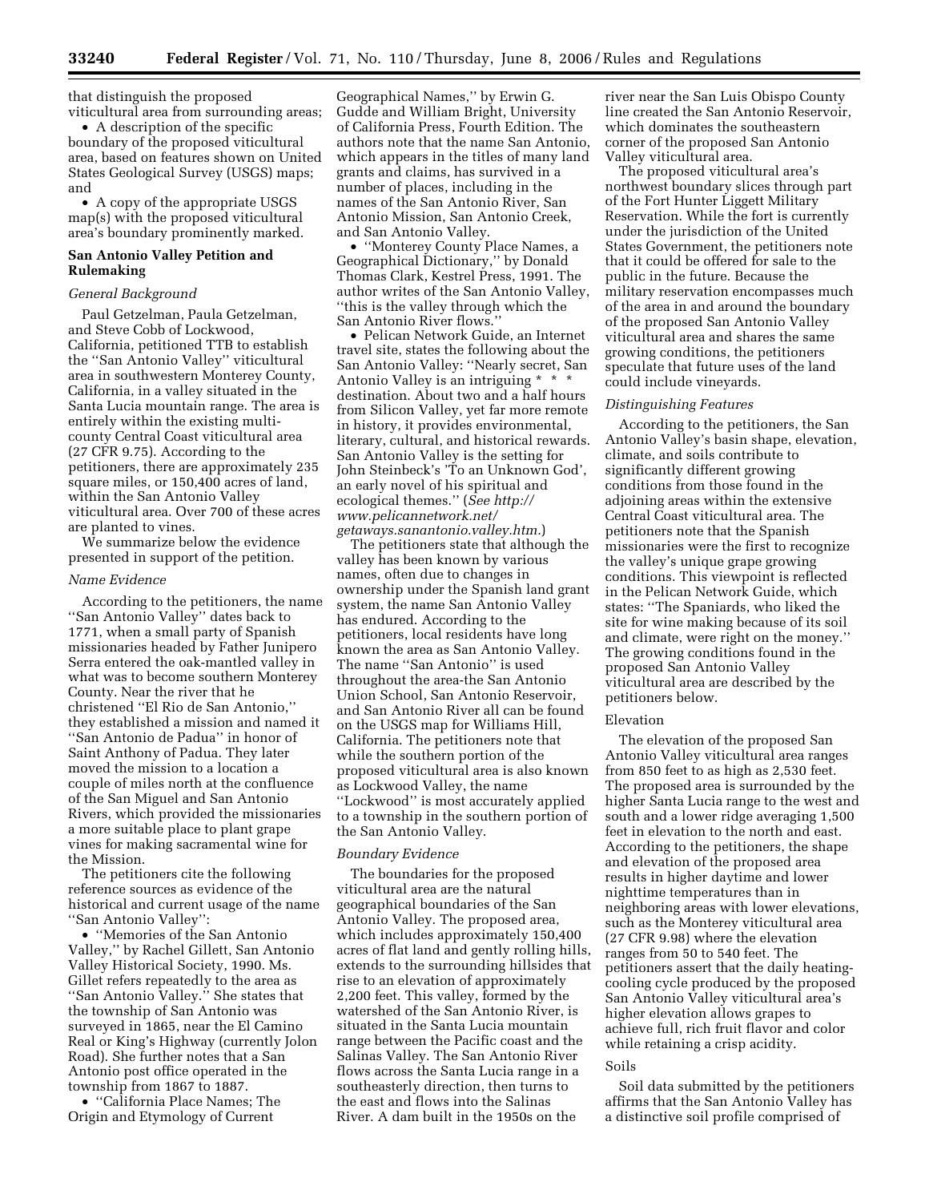that distinguish the proposed viticultural area from surrounding areas;

• A description of the specific boundary of the proposed viticultural area, based on features shown on United States Geological Survey (USGS) maps; and

• A copy of the appropriate USGS map(s) with the proposed viticultural area's boundary prominently marked.

### San Antonio Valley Petition and Rulemaking

*General Background*

Paul Getzelman, Paula Getzelman, and Steve Cobb of Lockwood, California, petitioned TTB to establish the ''San Antonio Valley'' viticultural area in southwestern Monterey County, California, in a valley situated in the Santa Lucia mountain range. The area is entirely within the existing multi-county Central Coast viticultural area (27 CFR 9.75). According to the petitioners, there are approximately 235 square miles, or 150,400 acres of land, within the San Antonio Valley viticultural area. Over 700 of these acres are planted to vines.

We summarize below the evidence presented in support of the petition.

*Name Evidence*

According to the petitioners, the name ''San Antonio Valley'' dates back to 1771, when a small party of Spanish missionaries headed by Father Junipero Serra entered the oak-mantled valley in what was to become southern Monterey County. Near the river that he christened ''El Rio de San Antonio,'' they established a mission and named it ''San Antonio de Padua'' in honor of Saint Anthony of Padua. They later moved the mission to a location a couple of miles north at the confluence of the San Miguel and San Antonio Rivers, which provided the missionaries a more suitable place to plant grape vines for making sacramental wine for the Mission.

The petitioners cite the following reference sources as evidence of the historical and current usage of the name ''San Antonio Valley'':

• ''Memories of the San Antonio Valley,'' by Rachel Gillett, San Antonio Valley Historical Society, 1990. Ms. Gillet refers repeatedly to the area as ''San Antonio Valley.'' She states that the township of San Antonio was surveyed in 1865, near the El Camino Real or King's Highway (currently Jolon Road). She further notes that a San Antonio post office operated in the township from 1867 to 1887.

• ''California Place Names; The Origin and Etymology of Current Geographical Names,'' by Erwin G. Gudde and William Bright, University of California Press, Fourth Edition. The authors note that the name San Antonio, which appears in the titles of many land grants and claims, has survived in a number of places, including in the names of the San Antonio River, San Antonio Mission, San Antonio Creek, and San Antonio Valley.

• ''Monterey County Place Names, a Geographical Dictionary,'' by Donald Thomas Clark, Kestrel Press, 1991. The author writes of the San Antonio Valley, ''this is the valley through which the San Antonio River flows.''

• Pelican Network Guide, an Internet travel site, states the following about the San Antonio Valley: ''Nearly secret, San Antonio Valley is an intriguing * * * destination. About two and a half hours from Silicon Valley, yet far more remote in history, it provides environmental, literary, cultural, and historical rewards. San Antonio Valley is the setting for John Steinbeck's 'To an Unknown God', an early novel of his spiritual and ecological themes.'' (*See http://www.pelicannetwork.net/getaways.sanantonio.valley.htm.*)

The petitioners state that although the valley has been known by various names, often due to changes in ownership under the Spanish land grant system, the name San Antonio Valley has endured. According to the petitioners, local residents have long known the area as San Antonio Valley. The name ''San Antonio'' is used throughout the area-the San Antonio Union School, San Antonio Reservoir, and San Antonio River all can be found on the USGS map for Williams Hill, California. The petitioners note that while the southern portion of the proposed viticultural area is also known as Lockwood Valley, the name ''Lockwood'' is most accurately applied to a township in the southern portion of the San Antonio Valley.

*Boundary Evidence*

The boundaries for the proposed viticultural area are the natural geographical boundaries of the San Antonio Valley. The proposed area, which includes approximately 150,400 acres of flat land and gently rolling hills, extends to the surrounding hillsides that rise to an elevation of approximately 2,200 feet. This valley, formed by the watershed of the San Antonio River, is situated in the Santa Lucia mountain range between the Pacific coast and the Salinas Valley. The San Antonio River flows across the Santa Lucia range in a southeasterly direction, then turns to the east and flows into the Salinas River. A dam built in the 1950s on the river near the San Luis Obispo County line created the San Antonio Reservoir, which dominates the southeastern corner of the proposed San Antonio Valley viticultural area.

The proposed viticultural area's northwest boundary slices through part of the Fort Hunter Liggett Military Reservation. While the fort is currently under the jurisdiction of the United States Government, the petitioners note that it could be offered for sale to the public in the future. Because the military reservation encompasses much of the area in and around the boundary of the proposed San Antonio Valley viticultural area and shares the same growing conditions, the petitioners speculate that future uses of the land could include vineyards.

*Distinguishing Features*

According to the petitioners, the San Antonio Valley's basin shape, elevation, climate, and soils contribute to significantly different growing conditions from those found in the adjoining areas within the extensive Central Coast viticultural area. The petitioners note that the Spanish missionaries were the first to recognize the valley's unique grape growing conditions. This viewpoint is reflected in the Pelican Network Guide, which states: ''The Spaniards, who liked the site for wine making because of its soil and climate, were right on the money.'' The growing conditions found in the proposed San Antonio Valley viticultural area are described by the petitioners below.

Elevation

The elevation of the proposed San Antonio Valley viticultural area ranges from 850 feet to as high as 2,530 feet. The proposed area is surrounded by the higher Santa Lucia range to the west and south and a lower ridge averaging 1,500 feet in elevation to the north and east. According to the petitioners, the shape and elevation of the proposed area results in higher daytime and lower nighttime temperatures than in neighboring areas with lower elevations, such as the Monterey viticultural area (27 CFR 9.98) where the elevation ranges from 50 to 540 feet. The petitioners assert that the daily heating-cooling cycle produced by the proposed San Antonio Valley viticultural area's higher elevation allows grapes to achieve full, rich fruit flavor and color while retaining a crisp acidity.

Soils

Soil data submitted by the petitioners affirms that the San Antonio Valley has a distinctive soil profile comprised of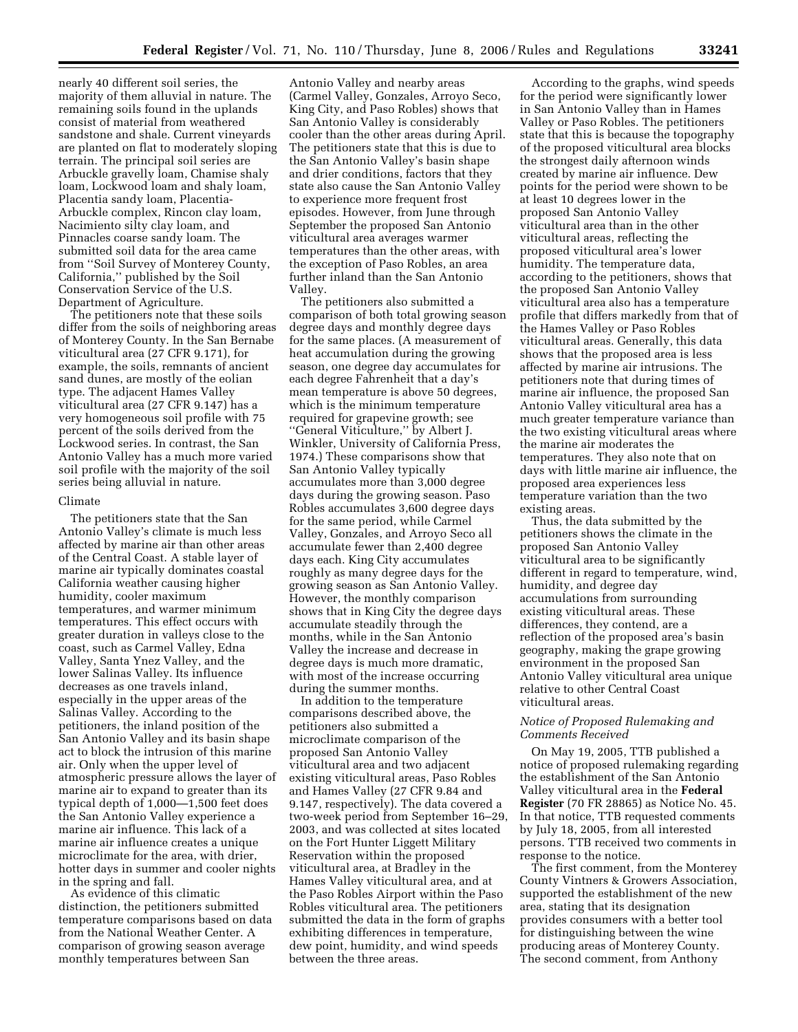nearly 40 different soil series, the majority of them alluvial in nature. The remaining soils found in the uplands consist of material from weathered sandstone and shale. Current vineyards are planted on flat to moderately sloping terrain. The principal soil series are Arbuckle gravelly loam, Chamise shaly loam, Lockwood loam and shaly loam, Placentia sandy loam, Placentia-Arbuckle complex, Rincon clay loam, Nacimiento silty clay loam, and Pinnacles coarse sandy loam. The submitted soil data for the area came from ''Soil Survey of Monterey County, California,'' published by the Soil Conservation Service of the U.S. Department of Agriculture.

The petitioners note that these soils differ from the soils of neighboring areas of Monterey County. In the San Bernabe viticultural area (27 CFR 9.171), for example, the soils, remnants of ancient sand dunes, are mostly of the eolian type. The adjacent Hames Valley viticultural area (27 CFR 9.147) has a very homogeneous soil profile with 75 percent of the soils derived from the Lockwood series. In contrast, the San Antonio Valley has a much more varied soil profile with the majority of the soil series being alluvial in nature.

Climate

The petitioners state that the San Antonio Valley's climate is much less affected by marine air than other areas of the Central Coast. A stable layer of marine air typically dominates coastal California weather causing higher humidity, cooler maximum temperatures, and warmer minimum temperatures. This effect occurs with greater duration in valleys close to the coast, such as Carmel Valley, Edna Valley, Santa Ynez Valley, and the lower Salinas Valley. Its influence decreases as one travels inland, especially in the upper areas of the Salinas Valley. According to the petitioners, the inland position of the San Antonio Valley and its basin shape act to block the intrusion of this marine air. Only when the upper level of atmospheric pressure allows the layer of marine air to expand to greater than its typical depth of 1,000—1,500 feet does the San Antonio Valley experience a marine air influence. This lack of a marine air influence creates a unique microclimate for the area, with drier, hotter days in summer and cooler nights in the spring and fall.

As evidence of this climatic distinction, the petitioners submitted temperature comparisons based on data from the National Weather Center. A comparison of growing season average monthly temperatures between San Antonio Valley and nearby areas (Carmel Valley, Gonzales, Arroyo Seco, King City, and Paso Robles) shows that San Antonio Valley is considerably cooler than the other areas during April. The petitioners state that this is due to the San Antonio Valley's basin shape and drier conditions, factors that they state also cause the San Antonio Valley to experience more frequent frost episodes. However, from June through September the proposed San Antonio viticultural area averages warmer temperatures than the other areas, with the exception of Paso Robles, an area further inland than the San Antonio Valley.

The petitioners also submitted a comparison of both total growing season degree days and monthly degree days for the same places. (A measurement of heat accumulation during the growing season, one degree day accumulates for each degree Fahrenheit that a day's mean temperature is above 50 degrees, which is the minimum temperature required for grapevine growth; see ''General Viticulture,'' by Albert J. Winkler, University of California Press, 1974.) These comparisons show that San Antonio Valley typically accumulates more than 3,000 degree days during the growing season. Paso Robles accumulates 3,600 degree days for the same period, while Carmel Valley, Gonzales, and Arroyo Seco all accumulate fewer than 2,400 degree days each. King City accumulates roughly as many degree days for the growing season as San Antonio Valley. However, the monthly comparison shows that in King City the degree days accumulate steadily through the months, while in the San Antonio Valley the increase and decrease in degree days is much more dramatic, with most of the increase occurring during the summer months.

In addition to the temperature comparisons described above, the petitioners also submitted a microclimate comparison of the proposed San Antonio Valley viticultural area and two adjacent existing viticultural areas, Paso Robles and Hames Valley (27 CFR 9.84 and 9.147, respectively). The data covered a two-week period from September 16–29, 2003, and was collected at sites located on the Fort Hunter Liggett Military Reservation within the proposed viticultural area, at Bradley in the Hames Valley viticultural area, and at the Paso Robles Airport within the Paso Robles viticultural area. The petitioners submitted the data in the form of graphs exhibiting differences in temperature, dew point, humidity, and wind speeds between the three areas.

According to the graphs, wind speeds for the period were significantly lower in San Antonio Valley than in Hames Valley or Paso Robles. The petitioners state that this is because the topography of the proposed viticultural area blocks the strongest daily afternoon winds created by marine air influence. Dew points for the period were shown to be at least 10 degrees lower in the proposed San Antonio Valley viticultural area than in the other viticultural areas, reflecting the proposed viticultural area's lower humidity. The temperature data, according to the petitioners, shows that the proposed San Antonio Valley viticultural area also has a temperature profile that differs markedly from that of the Hames Valley or Paso Robles viticultural areas. Generally, this data shows that the proposed area is less affected by marine air intrusions. The petitioners note that during times of marine air influence, the proposed San Antonio Valley viticultural area has a much greater temperature variance than the two existing viticultural areas where the marine air moderates the temperatures. They also note that on days with little marine air influence, the proposed area experiences less temperature variation than the two existing areas.

Thus, the data submitted by the petitioners shows the climate in the proposed San Antonio Valley viticultural area to be significantly different in regard to temperature, wind, humidity, and degree day accumulations from surrounding existing viticultural areas. These differences, they contend, are a reflection of the proposed area's basin geography, making the grape growing environment in the proposed San Antonio Valley viticultural area unique relative to other Central Coast viticultural areas.

*Notice of Proposed Rulemaking and Comments Received*

On May 19, 2005, TTB published a notice of proposed rulemaking regarding the establishment of the San Antonio Valley viticultural area in the **Federal Register** (70 FR 28865) as Notice No. 45. In that notice, TTB requested comments by July 18, 2005, from all interested persons. TTB received two comments in response to the notice.

The first comment, from the Monterey County Vintners & Growers Association, supported the establishment of the new area, stating that its designation provides consumers with a better tool for distinguishing between the wine producing areas of Monterey County. The second comment, from Anthony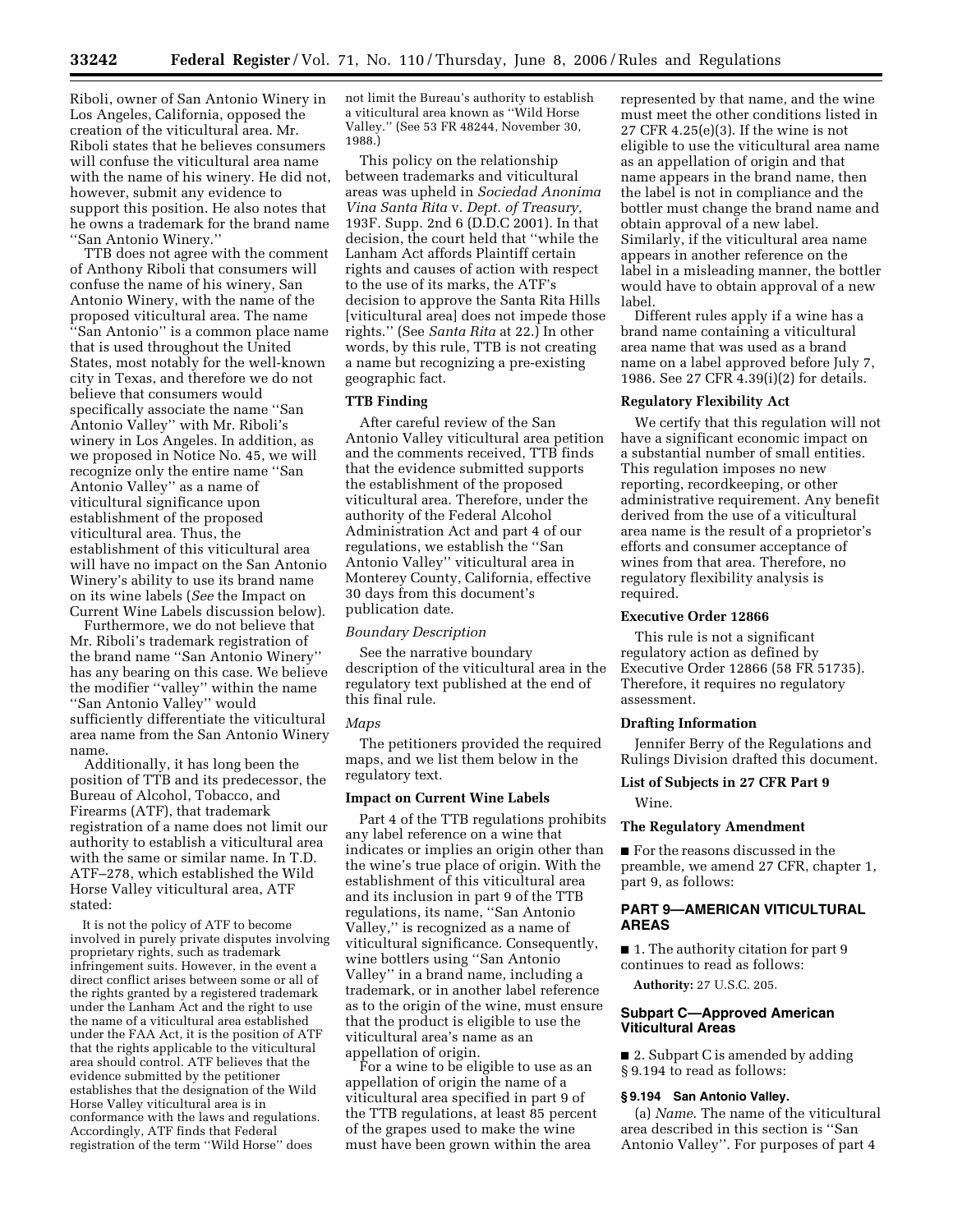Riboli, owner of San Antonio Winery in Los Angeles, California, opposed the creation of the viticultural area. Mr. Riboli states that he believes consumers will confuse the viticultural area name with the name of his winery. He did not, however, submit any evidence to support this position. He also notes that he owns a trademark for the brand name ''San Antonio Winery.''

TTB does not agree with the comment of Anthony Riboli that consumers will confuse the name of his winery, San Antonio Winery, with the name of the proposed viticultural area. The name ''San Antonio'' is a common place name that is used throughout the United States, most notably for the well-known city in Texas, and therefore we do not believe that consumers would specifically associate the name ''San Antonio Valley'' with Mr. Riboli's winery in Los Angeles. In addition, as we proposed in Notice No. 45, we will recognize only the entire name ''San Antonio Valley'' as a name of viticultural significance upon establishment of the proposed viticultural area. Thus, the establishment of this viticultural area will have no impact on the San Antonio Winery's ability to use its brand name on its wine labels (*See* the Impact on Current Wine Labels discussion below).

Furthermore, we do not believe that Mr. Riboli's trademark registration of the brand name ''San Antonio Winery'' has any bearing on this case. We believe the modifier ''valley'' within the name ''San Antonio Valley'' would sufficiently differentiate the viticultural area name from the San Antonio Winery name.

Additionally, it has long been the position of TTB and its predecessor, the Bureau of Alcohol, Tobacco, and Firearms (ATF), that trademark registration of a name does not limit our authority to establish a viticultural area with the same or similar name. In T.D. ATF–278, which established the Wild Horse Valley viticultural area, ATF stated:

> It is not the policy of ATF to become involved in purely private disputes involving proprietary rights, such as trademark infringement suits. However, in the event a direct conflict arises between some or all of the rights granted by a registered trademark under the Lanham Act and the right to use the name of a viticultural area established under the FAA Act, it is the position of ATF that the rights applicable to the viticultural area should control. ATF believes that the evidence submitted by the petitioner establishes that the designation of the Wild Horse Valley viticultural area is in conformance with the laws and regulations. Accordingly, ATF finds that Federal registration of the term ''Wild Horse'' does not limit the Bureau's authority to establish a viticultural area known as ''Wild Horse Valley.'' (See 53 FR 48244, November 30, 1988.)

This policy on the relationship between trademarks and viticultural areas was upheld in *Sociedad Anonima Vina Santa Rita* v. *Dept. of Treasury,* 193F. Supp. 2nd 6 (D.D.C 2001). In that decision, the court held that ''while the Lanham Act affords Plaintiff certain rights and causes of action with respect to the use of its marks, the ATF's decision to approve the Santa Rita Hills [viticultural area] does not impede those rights.'' (See *Santa Rita* at 22.) In other words, by this rule, TTB is not creating a name but recognizing a pre-existing geographic fact.

## TTB Finding

After careful review of the San Antonio Valley viticultural area petition and the comments received, TTB finds that the evidence submitted supports the establishment of the proposed viticultural area. Therefore, under the authority of the Federal Alcohol Administration Act and part 4 of our regulations, we establish the ''San Antonio Valley'' viticultural area in Monterey County, California, effective 30 days from this document's publication date.

### *Boundary Description*

See the narrative boundary description of the viticultural area in the regulatory text published at the end of this final rule.

### *Maps*

The petitioners provided the required maps, and we list them below in the regulatory text.

## Impact on Current Wine Labels

Part 4 of the TTB regulations prohibits any label reference on a wine that indicates or implies an origin other than the wine's true place of origin. With the establishment of this viticultural area and its inclusion in part 9 of the TTB regulations, its name, ''San Antonio Valley,'' is recognized as a name of viticultural significance. Consequently, wine bottlers using ''San Antonio Valley'' in a brand name, including a trademark, or in another label reference as to the origin of the wine, must ensure that the product is eligible to use the viticultural area's name as an appellation of origin.

For a wine to be eligible to use as an appellation of origin the name of a viticultural area specified in part 9 of the TTB regulations, at least 85 percent of the grapes used to make the wine must have been grown within the area represented by that name, and the wine must meet the other conditions listed in 27 CFR 4.25(e)(3). If the wine is not eligible to use the viticultural area name as an appellation of origin and that name appears in the brand name, then the label is not in compliance and the bottler must change the brand name and obtain approval of a new label. Similarly, if the viticultural area name appears in another reference on the label in a misleading manner, the bottler would have to obtain approval of a new label.

Different rules apply if a wine has a brand name containing a viticultural area name that was used as a brand name on a label approved before July 7, 1986. See 27 CFR 4.39(i)(2) for details.

## Regulatory Flexibility Act

We certify that this regulation will not have a significant economic impact on a substantial number of small entities. This regulation imposes no new reporting, recordkeeping, or other administrative requirement. Any benefit derived from the use of a viticultural area name is the result of a proprietor's efforts and consumer acceptance of wines from that area. Therefore, no regulatory flexibility analysis is required.

## Executive Order 12866

This rule is not a significant regulatory action as defined by Executive Order 12866 (58 FR 51735). Therefore, it requires no regulatory assessment.

## Drafting Information

Jennifer Berry of the Regulations and Rulings Division drafted this document.

## List of Subjects in 27 CFR Part 9

Wine.

## The Regulatory Amendment

■ For the reasons discussed in the preamble, we amend 27 CFR, chapter 1, part 9, as follows:

## PART 9—AMERICAN VITICULTURAL AREAS

■ 1. The authority citation for part 9 continues to read as follows:

**Authority:** 27 U.S.C. 205.

## Subpart C—Approved American Viticultural Areas

■ 2. Subpart C is amended by adding § 9.194 to read as follows:

### § 9.194 San Antonio Valley.

(a) *Name*. The name of the viticultural area described in this section is ''San Antonio Valley''. For purposes of part 4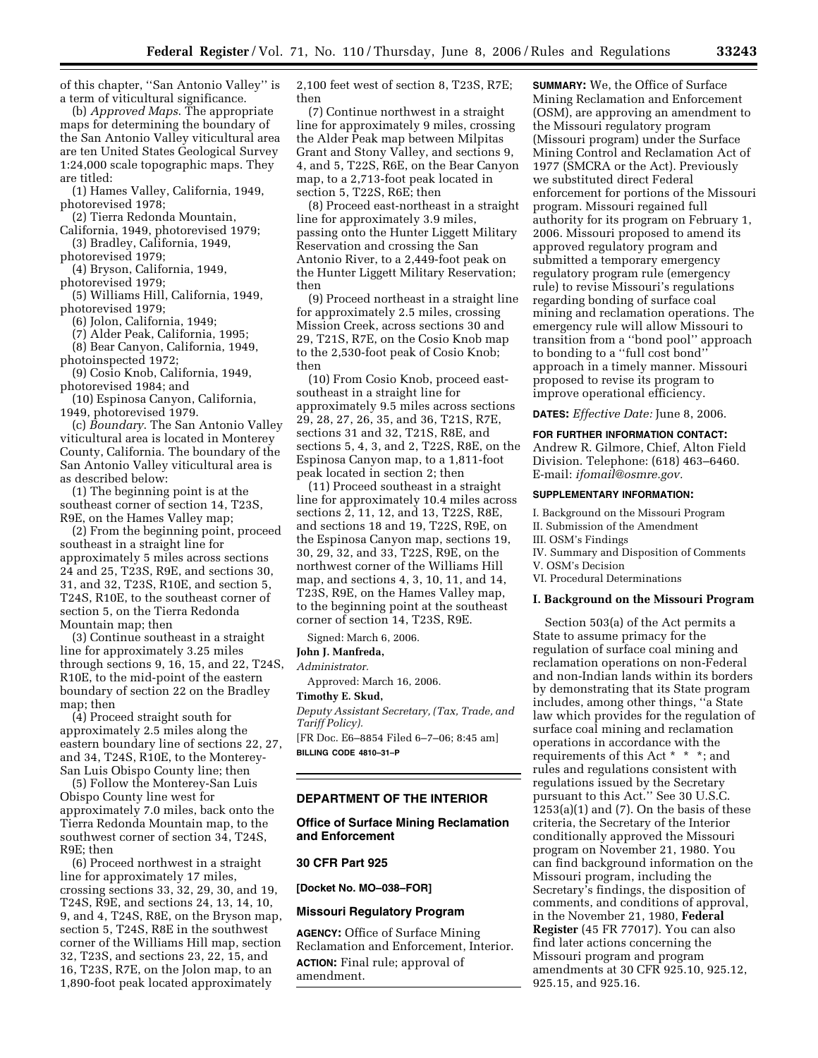of this chapter, ''San Antonio Valley'' is a term of viticultural significance.

(b) *Approved Maps*. The appropriate maps for determining the boundary of the San Antonio Valley viticultural area are ten United States Geological Survey 1:24,000 scale topographic maps. They are titled:

(1) Hames Valley, California, 1949, photorevised 1978;

(2) Tierra Redonda Mountain, California, 1949, photorevised 1979;

(3) Bradley, California, 1949, photorevised 1979;

(4) Bryson, California, 1949, photorevised 1979;

(5) Williams Hill, California, 1949, photorevised 1979;

(6) Jolon, California, 1949;

(7) Alder Peak, California, 1995;

(8) Bear Canyon, California, 1949, photoinspected 1972;

(9) Cosio Knob, California, 1949, photorevised 1984; and

(10) Espinosa Canyon, California, 1949, photorevised 1979.

(c) *Boundary*. The San Antonio Valley viticultural area is located in Monterey County, California. The boundary of the San Antonio Valley viticultural area is as described below:

(1) The beginning point is at the southeast corner of section 14, T23S, R9E, on the Hames Valley map;

(2) From the beginning point, proceed southeast in a straight line for approximately 5 miles across sections 24 and 25, T23S, R9E, and sections 30, 31, and 32, T23S, R10E, and section 5, T24S, R10E, to the southeast corner of section 5, on the Tierra Redonda Mountain map; then

(3) Continue southeast in a straight line for approximately 3.25 miles through sections 9, 16, 15, and 22, T24S, R10E, to the mid-point of the eastern boundary of section 22 on the Bradley map; then

(4) Proceed straight south for approximately 2.5 miles along the eastern boundary line of sections 22, 27, and 34, T24S, R10E, to the Monterey-San Luis Obispo County line; then

(5) Follow the Monterey-San Luis Obispo County line west for approximately 7.0 miles, back onto the Tierra Redonda Mountain map, to the southwest corner of section 34, T24S, R9E; then

(6) Proceed northwest in a straight line for approximately 17 miles, crossing sections 33, 32, 29, 30, and 19, T24S, R9E, and sections 24, 13, 14, 10, 9, and 4, T24S, R8E, on the Bryson map, section 5, T24S, R8E in the southwest corner of the Williams Hill map, section 32, T23S, and sections 23, 22, 15, and 16, T23S, R7E, on the Jolon map, to an 1,890-foot peak located approximately 2,100 feet west of section 8, T23S, R7E; then

(7) Continue northwest in a straight line for approximately 9 miles, crossing the Alder Peak map between Milpitas Grant and Stony Valley, and sections 9, 4, and 5, T22S, R6E, on the Bear Canyon map, to a 2,713-foot peak located in section 5, T22S, R6E; then

(8) Proceed east-northeast in a straight line for approximately 3.9 miles, passing onto the Hunter Liggett Military Reservation and crossing the San Antonio River, to a 2,449-foot peak on the Hunter Liggett Military Reservation; then

(9) Proceed northeast in a straight line for approximately 2.5 miles, crossing Mission Creek, across sections 30 and 29, T21S, R7E, on the Cosio Knob map to the 2,530-foot peak of Cosio Knob; then

(10) From Cosio Knob, proceed east-southeast in a straight line for approximately 9.5 miles across sections 29, 28, 27, 26, 35, and 36, T21S, R7E, sections 31 and 32, T21S, R8E, and sections 5, 4, 3, and 2, T22S, R8E, on the Espinosa Canyon map, to a 1,811-foot peak located in section 2; then

(11) Proceed southeast in a straight line for approximately 10.4 miles across sections 2, 11, 12, and 13, T22S, R8E, and sections 18 and 19, T22S, R9E, on the Espinosa Canyon map, sections 19, 30, 29, 32, and 33, T22S, R9E, on the northwest corner of the Williams Hill map, and sections 4, 3, 10, 11, and 14, T23S, R9E, on the Hames Valley map, to the beginning point at the southeast corner of section 14, T23S, R9E.

Signed: March 6, 2006.

**John J. Manfreda,**

*Administrator.*

Approved: March 16, 2006.

**Timothy E. Skud,**

*Deputy Assistant Secretary, (Tax, Trade, and Tariff Policy).*

[FR Doc. E6–8854 Filed 6–7–06; 8:45 am]

**BILLING CODE 4810–31–P**

## DEPARTMENT OF THE INTERIOR

### Office of Surface Mining Reclamation and Enforcement

### 30 CFR Part 925

**[Docket No. MO–038–FOR]**

### Missouri Regulatory Program

**AGENCY:** Office of Surface Mining Reclamation and Enforcement, Interior.

**ACTION:** Final rule; approval of amendment.

**SUMMARY:** We, the Office of Surface Mining Reclamation and Enforcement (OSM), are approving an amendment to the Missouri regulatory program (Missouri program) under the Surface Mining Control and Reclamation Act of 1977 (SMCRA or the Act). Previously we substituted direct Federal enforcement for portions of the Missouri program. Missouri regained full authority for its program on February 1, 2006. Missouri proposed to amend its approved regulatory program and submitted a temporary emergency regulatory program rule (emergency rule) to revise Missouri's regulations regarding bonding of surface coal mining and reclamation operations. The emergency rule will allow Missouri to transition from a ''bond pool'' approach to bonding to a ''full cost bond'' approach in a timely manner. Missouri proposed to revise its program to improve operational efficiency.

**DATES:** *Effective Date:* June 8, 2006.

**FOR FURTHER INFORMATION CONTACT:** Andrew R. Gilmore, Chief, Alton Field Division. Telephone: (618) 463–6460. E-mail: *ifomail@osmre.gov.*

**SUPPLEMENTARY INFORMATION:**

I. Background on the Missouri Program
II. Submission of the Amendment
III. OSM's Findings
IV. Summary and Disposition of Comments
V. OSM's Decision
VI. Procedural Determinations

### I. Background on the Missouri Program

Section 503(a) of the Act permits a State to assume primacy for the regulation of surface coal mining and reclamation operations on non-Federal and non-Indian lands within its borders by demonstrating that its State program includes, among other things, ''a State law which provides for the regulation of surface coal mining and reclamation operations in accordance with the requirements of this Act * * *; and rules and regulations consistent with regulations issued by the Secretary pursuant to this Act.'' See 30 U.S.C. 1253(a)(1) and (7). On the basis of these criteria, the Secretary of the Interior conditionally approved the Missouri program on November 21, 1980. You can find background information on the Missouri program, including the Secretary's findings, the disposition of comments, and conditions of approval, in the November 21, 1980, **Federal Register** (45 FR 77017). You can also find later actions concerning the Missouri program and program amendments at 30 CFR 925.10, 925.12, 925.15, and 925.16.